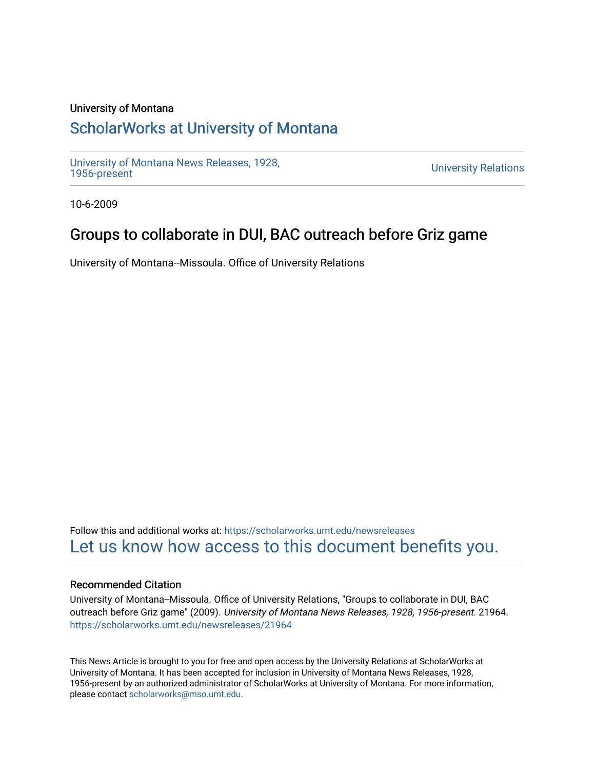University of Montana

# ScholarWorks at University of Montana

University of Montana News Releases, 1928, 1956-present

University Relations

10-6-2009

## Groups to collaborate in DUI, BAC outreach before Griz game

University of Montana--Missoula. Office of University Relations

Follow this and additional works at: https://scholarworks.umt.edu/newsreleases

Let us know how access to this document benefits you.

### Recommended Citation

University of Montana--Missoula. Office of University Relations, "Groups to collaborate in DUI, BAC outreach before Griz game" (2009). *University of Montana News Releases, 1928, 1956-present.* 21964. https://scholarworks.umt.edu/newsreleases/21964

This News Article is brought to you for free and open access by the University Relations at ScholarWorks at University of Montana. It has been accepted for inclusion in University of Montana News Releases, 1928, 1956-present by an authorized administrator of ScholarWorks at University of Montana. For more information, please contact scholarworks@mso.umt.edu.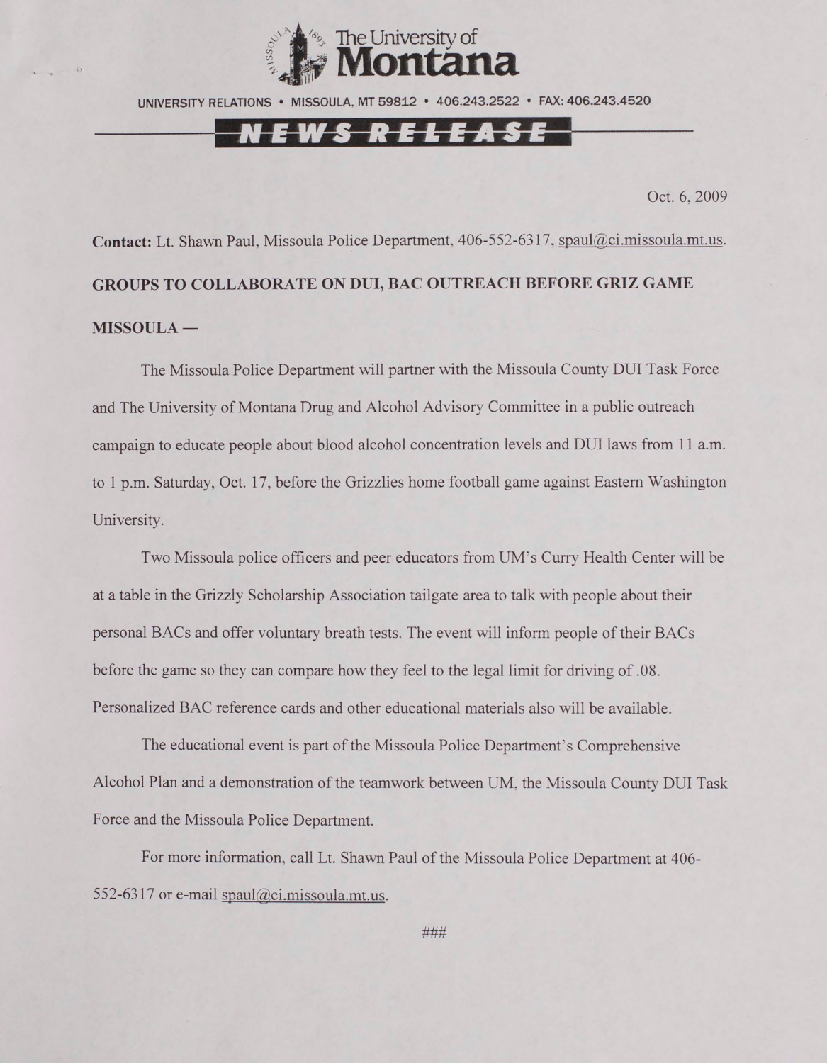The University of **Montana**

UNIVERSITY RELATIONS • MISSOULA, MT 59812 • 406.243.2522 • FAX: 406.243.4520

**NEWS RELEASE**

Oct. 6, 2009

**Contact:** Lt. Shawn Paul, Missoula Police Department, 406-552-6317, spaul@ci.missoula.mt.us.

**GROUPS TO COLLABORATE ON DUI, BAC OUTREACH BEFORE GRIZ GAME**

**MISSOULA —**

The Missoula Police Department will partner with the Missoula County DUI Task Force and The University of Montana Drug and Alcohol Advisory Committee in a public outreach campaign to educate people about blood alcohol concentration levels and DUI laws from 11 a.m. to 1 p.m. Saturday, Oct. 17, before the Grizzlies home football game against Eastern Washington University.

Two Missoula police officers and peer educators from UM's Curry Health Center will be at a table in the Grizzly Scholarship Association tailgate area to talk with people about their personal BACs and offer voluntary breath tests. The event will inform people of their BACs before the game so they can compare how they feel to the legal limit for driving of .08. Personalized BAC reference cards and other educational materials also will be available.

The educational event is part of the Missoula Police Department's Comprehensive Alcohol Plan and a demonstration of the teamwork between UM, the Missoula County DUI Task Force and the Missoula Police Department.

For more information, call Lt. Shawn Paul of the Missoula Police Department at 406-552-6317 or e-mail spaul@ci.missoula.mt.us.

###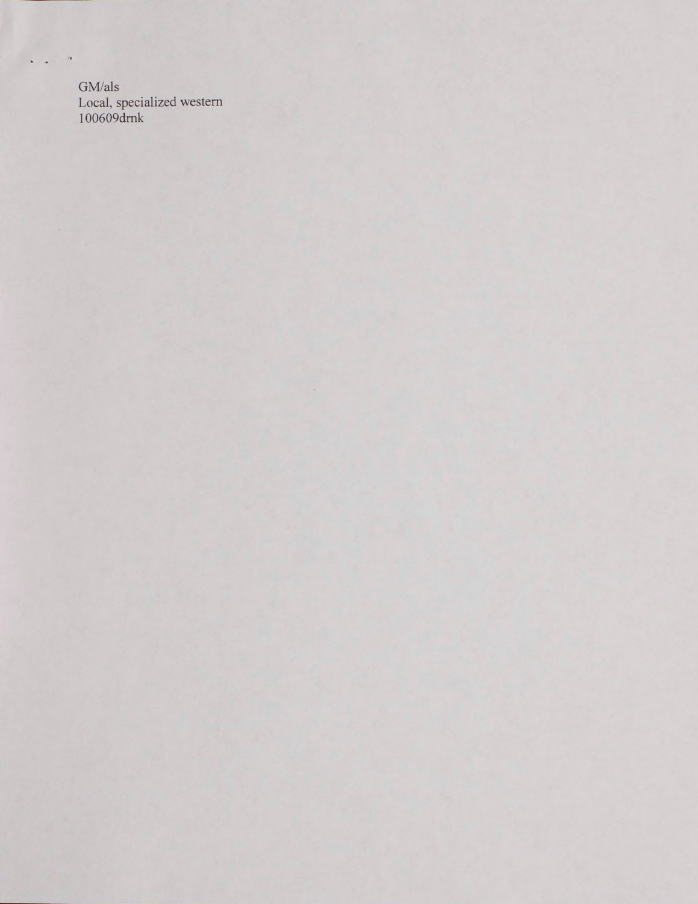GM/als
Local, specialized western
100609drnk